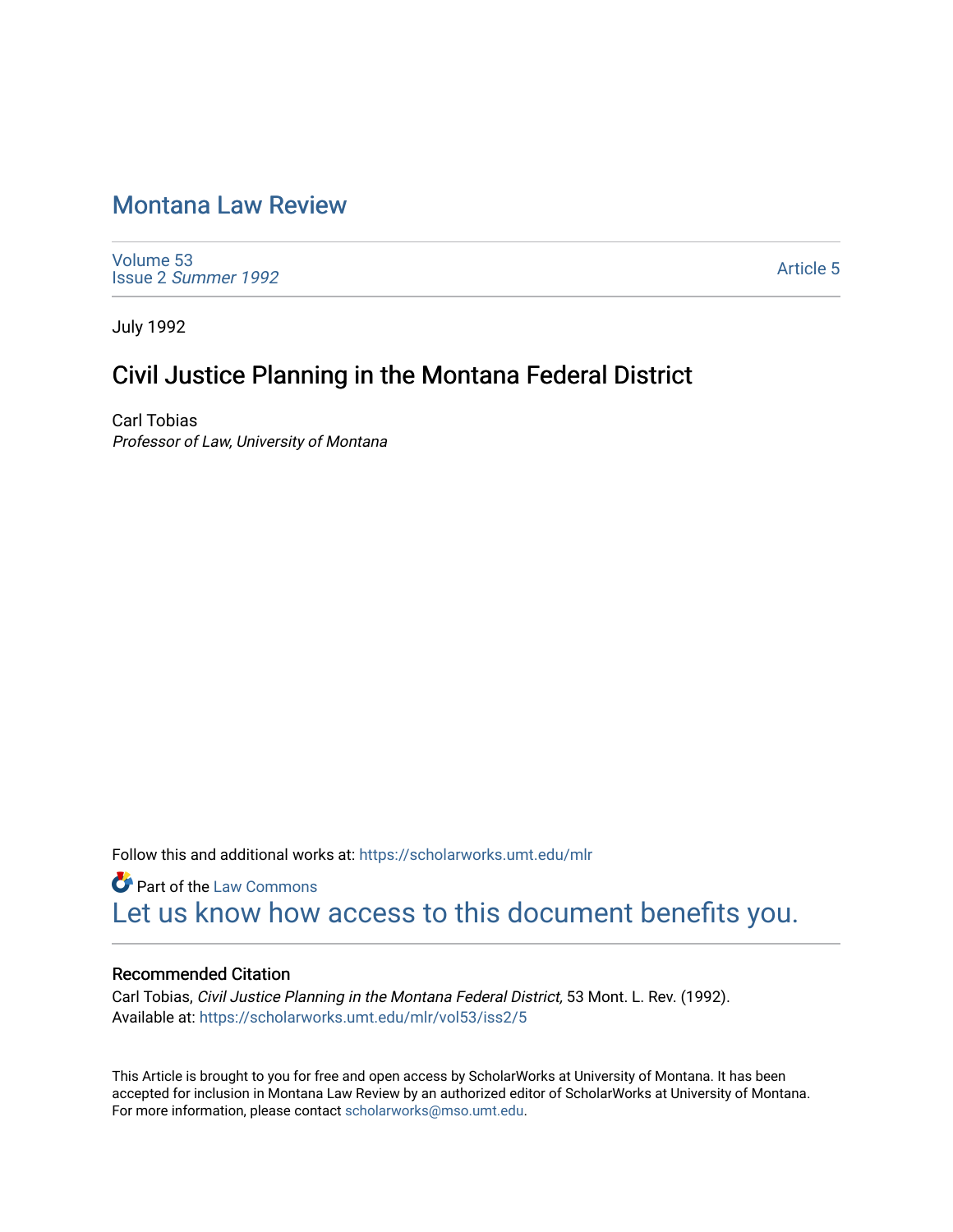# Montana Law Review

Volume 53
Issue 2 *Summer 1992*

Article 5

July 1992

## Civil Justice Planning in the Montana Federal District

Carl Tobias
*Professor of Law, University of Montana*

Follow this and additional works at: https://scholarworks.umt.edu/mlr

Part of the Law Commons
Let us know how access to this document benefits you.

### Recommended Citation

Carl Tobias, *Civil Justice Planning in the Montana Federal District,* 53 Mont. L. Rev. (1992).
Available at: https://scholarworks.umt.edu/mlr/vol53/iss2/5

This Article is brought to you for free and open access by ScholarWorks at University of Montana. It has been accepted for inclusion in Montana Law Review by an authorized editor of ScholarWorks at University of Montana. For more information, please contact scholarworks@mso.umt.edu.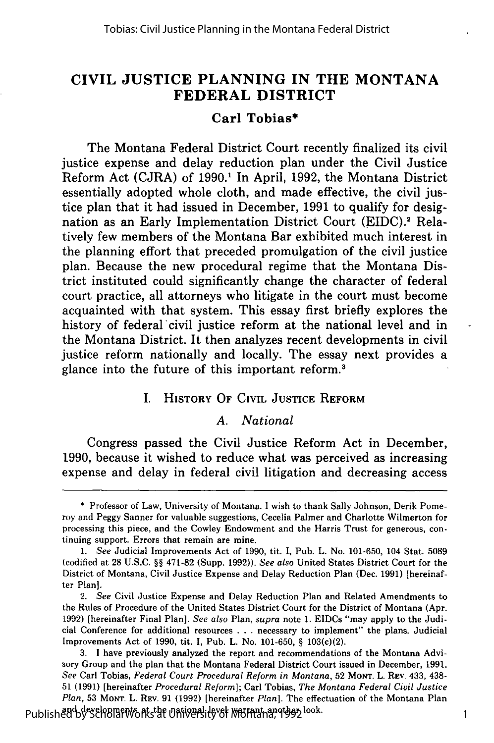# CIVIL JUSTICE PLANNING IN THE MONTANA FEDERAL DISTRICT

**Carl Tobias***

The Montana Federal District Court recently finalized its civil justice expense and delay reduction plan under the Civil Justice Reform Act (CJRA) of 1990.[1] In April, 1992, the Montana District essentially adopted whole cloth, and made effective, the civil justice plan that it had issued in December, 1991 to qualify for designation as an Early Implementation District Court (EIDC).[2] Relatively few members of the Montana Bar exhibited much interest in the planning effort that preceded promulgation of the civil justice plan. Because the new procedural regime that the Montana District instituted could significantly change the character of federal court practice, all attorneys who litigate in the court must become acquainted with that system. This essay first briefly explores the history of federal civil justice reform at the national level and in the Montana District. It then analyzes recent developments in civil justice reform nationally and locally. The essay next provides a glance into the future of this important reform.[3]

## I. History Of Civil Justice Reform

### A. National

Congress passed the Civil Justice Reform Act in December, 1990, because it wished to reduce what was perceived as increasing expense and delay in federal civil litigation and decreasing access

---

\* Professor of Law, University of Montana. I wish to thank Sally Johnson, Derik Pomeroy and Peggy Sanner for valuable suggestions, Cecelia Palmer and Charlotte Wilmerton for processing this piece, and the Cowley Endowment and the Harris Trust for generous, continuing support. Errors that remain are mine.

1. *See* Judicial Improvements Act of 1990, tit. I, Pub. L. No. 101-650, 104 Stat. 5089 (codified at 28 U.S.C. §§ 471-82 (Supp. 1992)). *See also* United States District Court for the District of Montana, Civil Justice Expense and Delay Reduction Plan (Dec. 1991) [hereinafter Plan].

2. *See* Civil Justice Expense and Delay Reduction Plan and Related Amendments to the Rules of Procedure of the United States District Court for the District of Montana (Apr. 1992) [hereinafter Final Plan]. *See also* Plan, *supra* note 1. EIDCs "may apply to the Judicial Conference for additional resources . . . necessary to implement" the plans. Judicial Improvements Act of 1990, tit. I, Pub. L. No. 101-650, § 103(c)(2).

3. I have previously analyzed the report and recommendations of the Montana Advisory Group and the plan that the Montana Federal District Court issued in December, 1991. *See* Carl Tobias, *Federal Court Procedural Reform in Montana*, 52 MONT. L. REV. 433, 438-51 (1991) [hereinafter *Procedural Reform*]; Carl Tobias, *The Montana Federal Civil Justice Plan*, 53 MONT. L. REV. 91 (1992) [hereinafter *Plan*]. The effectuation of the Montana Plan and developments at the national level warrant another look.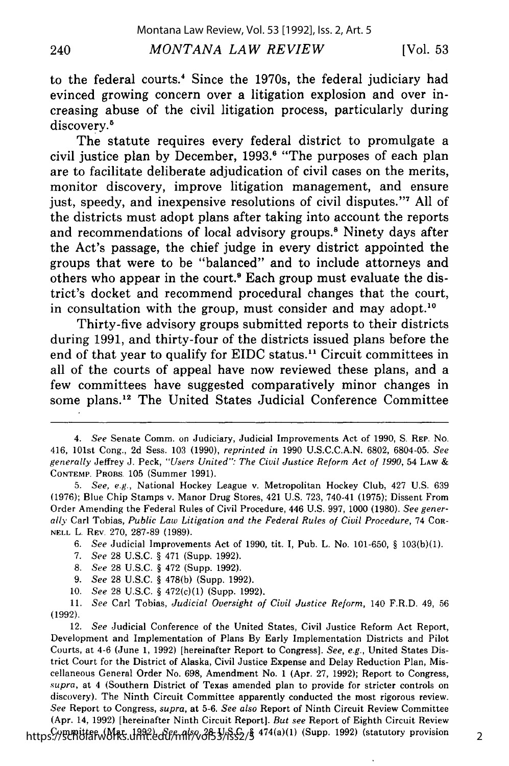to the federal courts.[4] Since the 1970s, the federal judiciary had evinced growing concern over a litigation explosion and over increasing abuse of the civil litigation process, particularly during discovery.[5]

The statute requires every federal district to promulgate a civil justice plan by December, 1993.[6] "The purposes of each plan are to facilitate deliberate adjudication of civil cases on the merits, monitor discovery, improve litigation management, and ensure just, speedy, and inexpensive resolutions of civil disputes."[7] All of the districts must adopt plans after taking into account the reports and recommendations of local advisory groups.[8] Ninety days after the Act's passage, the chief judge in every district appointed the groups that were to be "balanced" and to include attorneys and others who appear in the court.[9] Each group must evaluate the district's docket and recommend procedural changes that the court, in consultation with the group, must consider and may adopt.[10]

Thirty-five advisory groups submitted reports to their districts during 1991, and thirty-four of the districts issued plans before the end of that year to qualify for EIDC status.[11] Circuit committees in all of the courts of appeal have now reviewed these plans, and a few committees have suggested comparatively minor changes in some plans.[12] The United States Judicial Conference Committee

---

4. *See* Senate Comm. on Judiciary, Judicial Improvements Act of 1990, S. REP. No. 416, 101st Cong., 2d Sess. 103 (1990), *reprinted in* 1990 U.S.C.C.A.N. 6802, 6804-05. *See generally* Jeffrey J. Peck, *"Users United": The Civil Justice Reform Act of 1990*, 54 LAW & CONTEMP. PROBS. 105 (Summer 1991).

5. *See, e.g.*, National Hockey League v. Metropolitan Hockey Club, 427 U.S. 639 (1976); Blue Chip Stamps v. Manor Drug Stores, 421 U.S. 723, 740-41 (1975); Dissent From Order Amending the Federal Rules of Civil Procedure, 446 U.S. 997, 1000 (1980). *See generally* Carl Tobias, *Public Law Litigation and the Federal Rules of Civil Procedure*, 74 CORNELL L. REV. 270, 287-89 (1989).

6. *See* Judicial Improvements Act of 1990, tit. I, Pub. L. No. 101-650, § 103(b)(1).

7. *See* 28 U.S.C. § 471 (Supp. 1992).

8. *See* 28 U.S.C. § 472 (Supp. 1992).

9. *See* 28 U.S.C. § 478(b) (Supp. 1992).

10. *See* 28 U.S.C. § 472(c)(1) (Supp. 1992).

11. *See* Carl Tobias, *Judicial Oversight of Civil Justice Reform*, 140 F.R.D. 49, 56 (1992).

12. *See* Judicial Conference of the United States, Civil Justice Reform Act Report, Development and Implementation of Plans By Early Implementation Districts and Pilot Courts, at 4-6 (June 1, 1992) [hereinafter Report to Congress]. *See, e.g.*, United States District Court for the District of Alaska, Civil Justice Expense and Delay Reduction Plan, Miscellaneous General Order No. 698, Amendment No. 1 (Apr. 27, 1992); Report to Congress, *supra*, at 4 (Southern District of Texas amended plan to provide for stricter controls on discovery). The Ninth Circuit Committee apparently conducted the most rigorous review. *See* Report to Congress, *supra*, at 5-6. *See also* Report of Ninth Circuit Review Committee (Apr. 14, 1992) [hereinafter Ninth Circuit Report]. *But see* Report of Eighth Circuit Review Committee (Mar. 1992). *See also* 28 U.S.C. § 474(a)(1) (Supp. 1992) (statutory provision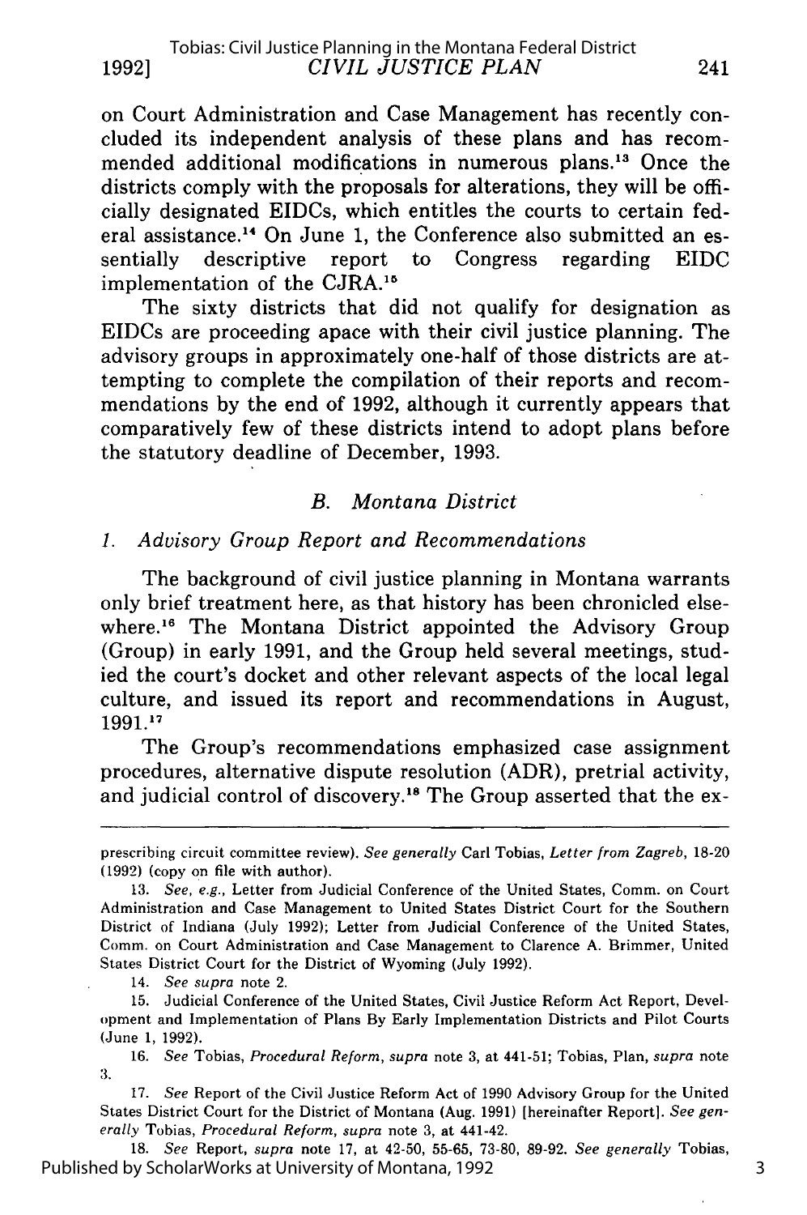on Court Administration and Case Management has recently concluded its independent analysis of these plans and has recommended additional modifications in numerous plans.[13] Once the districts comply with the proposals for alterations, they will be officially designated EIDCs, which entitles the courts to certain federal assistance.[14] On June 1, the Conference also submitted an essentially descriptive report to Congress regarding EIDC implementation of the CJRA.[15]

The sixty districts that did not qualify for designation as EIDCs are proceeding apace with their civil justice planning. The advisory groups in approximately one-half of those districts are attempting to complete the compilation of their reports and recommendations by the end of 1992, although it currently appears that comparatively few of these districts intend to adopt plans before the statutory deadline of December, 1993.

### *B. Montana District*

#### *1. Advisory Group Report and Recommendations*

The background of civil justice planning in Montana warrants only brief treatment here, as that history has been chronicled elsewhere.[16] The Montana District appointed the Advisory Group (Group) in early 1991, and the Group held several meetings, studied the court's docket and other relevant aspects of the local legal culture, and issued its report and recommendations in August, 1991.[17]

The Group's recommendations emphasized case assignment procedures, alternative dispute resolution (ADR), pretrial activity, and judicial control of discovery.[18] The Group asserted that the ex-

---

prescribing circuit committee review). *See generally* Carl Tobias, *Letter from Zagreb*, 18-20 (1992) (copy on file with author).

13. *See, e.g.*, Letter from Judicial Conference of the United States, Comm. on Court Administration and Case Management to United States District Court for the Southern District of Indiana (July 1992); Letter from Judicial Conference of the United States, Comm. on Court Administration and Case Management to Clarence A. Brimmer, United States District Court for the District of Wyoming (July 1992).

14. *See supra* note 2.

15. Judicial Conference of the United States, Civil Justice Reform Act Report, Development and Implementation of Plans By Early Implementation Districts and Pilot Courts (June 1, 1992).

16. *See* Tobias, *Procedural Reform*, *supra* note 3, at 441-51; Tobias, Plan, *supra* note 3.

17. *See* Report of the Civil Justice Reform Act of 1990 Advisory Group for the United States District Court for the District of Montana (Aug. 1991) [hereinafter Report]. *See generally* Tobias, *Procedural Reform*, *supra* note 3, at 441-42.

18. *See* Report, *supra* note 17, at 42-50, 55-65, 73-80, 89-92. *See generally* Tobias,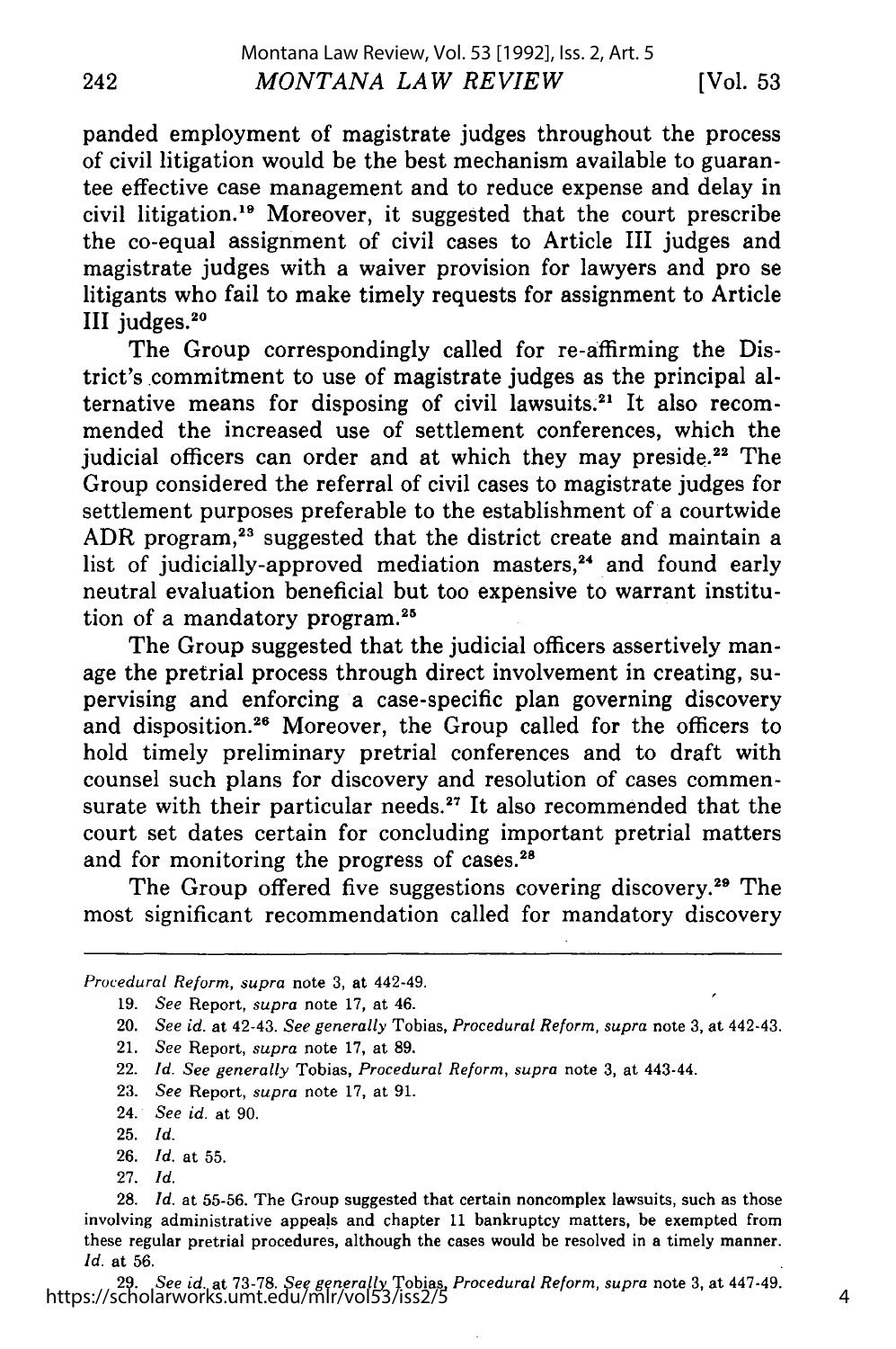panded employment of magistrate judges throughout the process of civil litigation would be the best mechanism available to guarantee effective case management and to reduce expense and delay in civil litigation.[19] Moreover, it suggested that the court prescribe the co-equal assignment of civil cases to Article III judges and magistrate judges with a waiver provision for lawyers and pro se litigants who fail to make timely requests for assignment to Article III judges.[20]

The Group correspondingly called for re-affirming the District's commitment to use of magistrate judges as the principal alternative means for disposing of civil lawsuits.[21] It also recommended the increased use of settlement conferences, which the judicial officers can order and at which they may preside.[22] The Group considered the referral of civil cases to magistrate judges for settlement purposes preferable to the establishment of a courtwide ADR program,[23] suggested that the district create and maintain a list of judicially-approved mediation masters,[24] and found early neutral evaluation beneficial but too expensive to warrant institution of a mandatory program.[25]

The Group suggested that the judicial officers assertively manage the pretrial process through direct involvement in creating, supervising and enforcing a case-specific plan governing discovery and disposition.[26] Moreover, the Group called for the officers to hold timely preliminary pretrial conferences and to draft with counsel such plans for discovery and resolution of cases commensurate with their particular needs.[27] It also recommended that the court set dates certain for concluding important pretrial matters and for monitoring the progress of cases.[28]

The Group offered five suggestions covering discovery.[29] The most significant recommendation called for mandatory discovery

---

*Procedural Reform*, *supra* note 3, at 442-49.

19. *See* Report, *supra* note 17, at 46.

20. *See id.* at 42-43. *See generally* Tobias, *Procedural Reform*, *supra* note 3, at 442-43.

21. *See* Report, *supra* note 17, at 89.

22. *Id. See generally* Tobias, *Procedural Reform*, *supra* note 3, at 443-44.

23. *See* Report, *supra* note 17, at 91.

24. *See id.* at 90.

25. *Id.*

26. *Id.* at 55.

27. *Id.*

28. *Id.* at 55-56. The Group suggested that certain noncomplex lawsuits, such as those involving administrative appeals and chapter 11 bankruptcy matters, be exempted from these regular pretrial procedures, although the cases would be resolved in a timely manner. *Id.* at 56.

29. *See id.* at 73-78. *See generally* Tobias, *Procedural Reform*, *supra* note 3, at 447-49.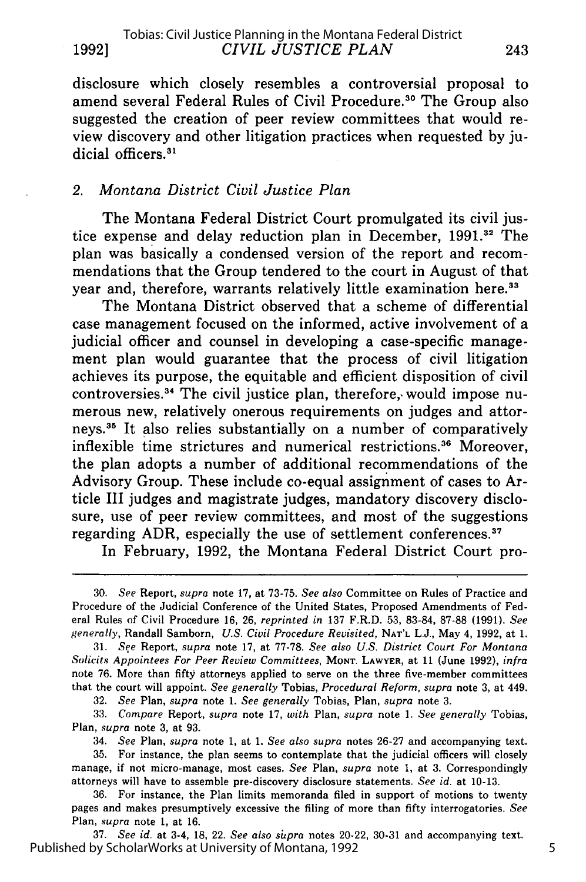disclosure which closely resembles a controversial proposal to amend several Federal Rules of Civil Procedure.[30] The Group also suggested the creation of peer review committees that would review discovery and other litigation practices when requested by judicial officers.[31]

### 2. *Montana District Civil Justice Plan*

The Montana Federal District Court promulgated its civil justice expense and delay reduction plan in December, 1991.[32] The plan was basically a condensed version of the report and recommendations that the Group tendered to the court in August of that year and, therefore, warrants relatively little examination here.[33]

The Montana District observed that a scheme of differential case management focused on the informed, active involvement of a judicial officer and counsel in developing a case-specific management plan would guarantee that the process of civil litigation achieves its purpose, the equitable and efficient disposition of civil controversies.[34] The civil justice plan, therefore, would impose numerous new, relatively onerous requirements on judges and attorneys.[35] It also relies substantially on a number of comparatively inflexible time strictures and numerical restrictions.[36] Moreover, the plan adopts a number of additional recommendations of the Advisory Group. These include co-equal assignment of cases to Article III judges and magistrate judges, mandatory discovery disclosure, use of peer review committees, and most of the suggestions regarding ADR, especially the use of settlement conferences.[37]

In February, 1992, the Montana Federal District Court pro-

---

30. *See* Report, *supra* note 17, at 73-75. *See also* Committee on Rules of Practice and Procedure of the Judicial Conference of the United States, Proposed Amendments of Federal Rules of Civil Procedure 16, 26, *reprinted in* 137 F.R.D. 53, 83-84, 87-88 (1991). *See generally*, Randall Samborn, *U.S. Civil Procedure Revisited*, NAT'L L.J., May 4, 1992, at 1.

31. *See* Report, *supra* note 17, at 77-78. *See also U.S. District Court For Montana Solicits Appointees For Peer Review Committees*, MONT. LAWYER, at 11 (June 1992), *infra* note 76. More than fifty attorneys applied to serve on the three five-member committees that the court will appoint. *See generally* Tobias, *Procedural Reform*, *supra* note 3, at 449.

32. *See* Plan, *supra* note 1. *See generally* Tobias, Plan, *supra* note 3.

33. *Compare* Report, *supra* note 17, *with* Plan, *supra* note 1. *See generally* Tobias, Plan, *supra* note 3, at 93.

34. *See* Plan, *supra* note 1, at 1. *See also supra* notes 26-27 and accompanying text.

35. For instance, the plan seems to contemplate that the judicial officers will closely manage, if not micro-manage, most cases. *See* Plan, *supra* note 1, at 3. Correspondingly attorneys will have to assemble pre-discovery disclosure statements. *See id.* at 10-13.

36. For instance, the Plan limits memoranda filed in support of motions to twenty pages and makes presumptively excessive the filing of more than fifty interrogatories. *See* Plan, *supra* note 1, at 16.

37. *See id.* at 3-4, 18, 22. *See also supra* notes 20-22, 30-31 and accompanying text.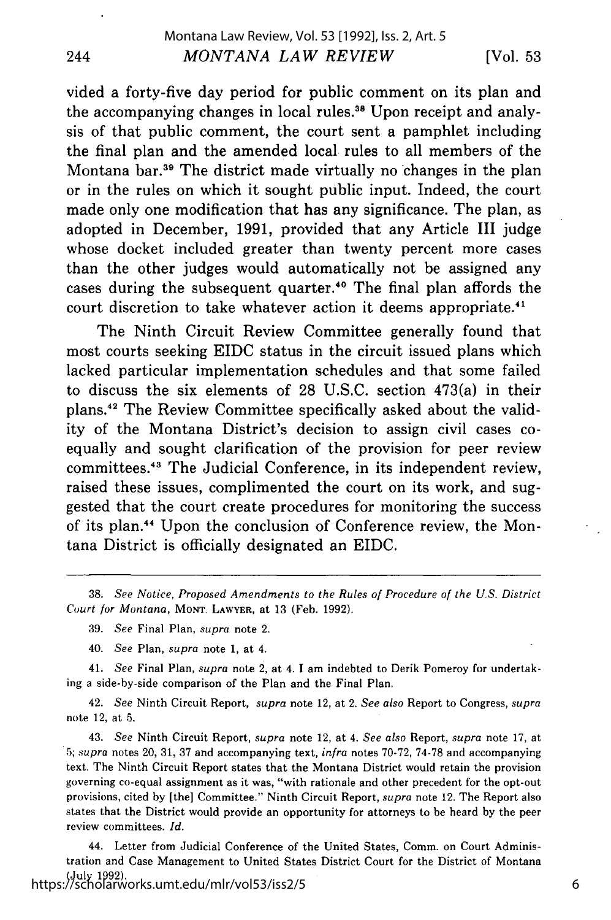vided a forty-five day period for public comment on its plan and the accompanying changes in local rules.[38] Upon receipt and analysis of that public comment, the court sent a pamphlet including the final plan and the amended local rules to all members of the Montana bar.[39] The district made virtually no changes in the plan or in the rules on which it sought public input. Indeed, the court made only one modification that has any significance. The plan, as adopted in December, 1991, provided that any Article III judge whose docket included greater than twenty percent more cases than the other judges would automatically not be assigned any cases during the subsequent quarter.[40] The final plan affords the court discretion to take whatever action it deems appropriate.[41]

The Ninth Circuit Review Committee generally found that most courts seeking EIDC status in the circuit issued plans which lacked particular implementation schedules and that some failed to discuss the six elements of 28 U.S.C. section 473(a) in their plans.[42] The Review Committee specifically asked about the validity of the Montana District's decision to assign civil cases co-equally and sought clarification of the provision for peer review committees.[43] The Judicial Conference, in its independent review, raised these issues, complimented the court on its work, and suggested that the court create procedures for monitoring the success of its plan.[44] Upon the conclusion of Conference review, the Montana District is officially designated an EIDC.

---

38. *See Notice, Proposed Amendments to the Rules of Procedure of the U.S. District Court for Montana*, MONT. LAWYER, at 13 (Feb. 1992).

39. *See* Final Plan, *supra* note 2.

40. *See* Plan, *supra* note 1, at 4.

41. *See* Final Plan, *supra* note 2, at 4. I am indebted to Derik Pomeroy for undertaking a side-by-side comparison of the Plan and the Final Plan.

42. *See* Ninth Circuit Report, *supra* note 12, at 2. *See also* Report to Congress, *supra* note 12, at 5.

43. *See* Ninth Circuit Report, *supra* note 12, at 4. *See also* Report, *supra* note 17, at 5; *supra* notes 20, 31, 37 and accompanying text, *infra* notes 70-72, 74-78 and accompanying text. The Ninth Circuit Report states that the Montana District would retain the provision governing co-equal assignment as it was, "with rationale and other precedent for the opt-out provisions, cited by [the] Committee." Ninth Circuit Report, *supra* note 12. The Report also states that the District would provide an opportunity for attorneys to be heard by the peer review committees. *Id.*

44. Letter from Judicial Conference of the United States, Comm. on Court Administration and Case Management to United States District Court for the District of Montana (July 1992).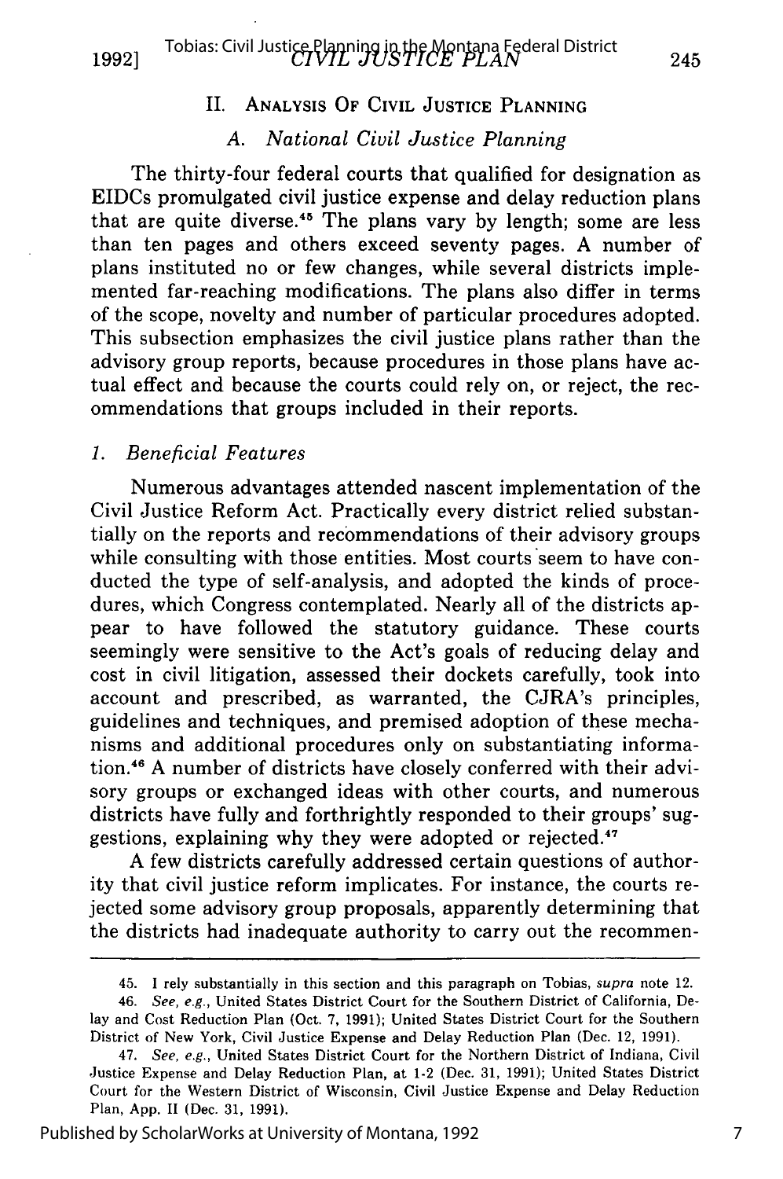## II. Analysis Of Civil Justice Planning

### A. National Civil Justice Planning

The thirty-four federal courts that qualified for designation as EIDCs promulgated civil justice expense and delay reduction plans that are quite diverse.[45] The plans vary by length; some are less than ten pages and others exceed seventy pages. A number of plans instituted no or few changes, while several districts implemented far-reaching modifications. The plans also differ in terms of the scope, novelty and number of particular procedures adopted. This subsection emphasizes the civil justice plans rather than the advisory group reports, because procedures in those plans have actual effect and because the courts could rely on, or reject, the recommendations that groups included in their reports.

#### 1. *Beneficial Features*

Numerous advantages attended nascent implementation of the Civil Justice Reform Act. Practically every district relied substantially on the reports and recommendations of their advisory groups while consulting with those entities. Most courts seem to have conducted the type of self-analysis, and adopted the kinds of procedures, which Congress contemplated. Nearly all of the districts appear to have followed the statutory guidance. These courts seemingly were sensitive to the Act's goals of reducing delay and cost in civil litigation, assessed their dockets carefully, took into account and prescribed, as warranted, the CJRA's principles, guidelines and techniques, and premised adoption of these mechanisms and additional procedures only on substantiating information.[46] A number of districts have closely conferred with their advisory groups or exchanged ideas with other courts, and numerous districts have fully and forthrightly responded to their groups' suggestions, explaining why they were adopted or rejected.[47]

A few districts carefully addressed certain questions of authority that civil justice reform implicates. For instance, the courts rejected some advisory group proposals, apparently determining that the districts had inadequate authority to carry out the recommen-

---

45. I rely substantially in this section and this paragraph on Tobias, *supra* note 12.

46. *See, e.g.*, United States District Court for the Southern District of California, Delay and Cost Reduction Plan (Oct. 7, 1991); United States District Court for the Southern District of New York, Civil Justice Expense and Delay Reduction Plan (Dec. 12, 1991).

47. *See, e.g.*, United States District Court for the Northern District of Indiana, Civil Justice Expense and Delay Reduction Plan, at 1-2 (Dec. 31, 1991); United States District Court for the Western District of Wisconsin, Civil Justice Expense and Delay Reduction Plan, App. II (Dec. 31, 1991).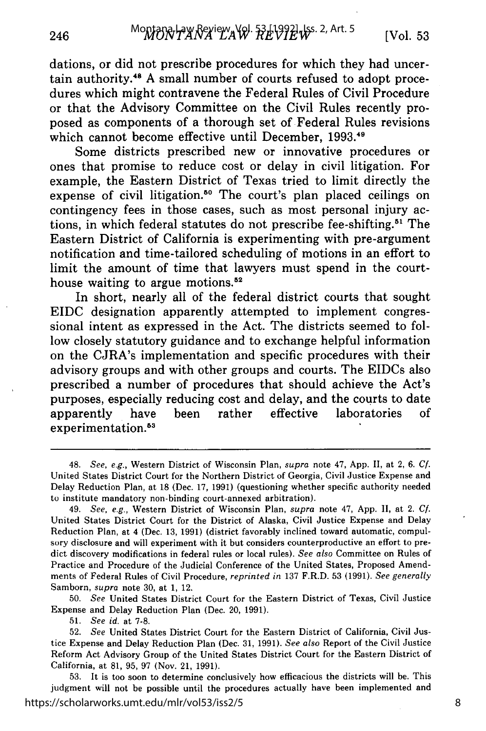dations, or did not prescribe procedures for which they had uncertain authority.[48] A small number of courts refused to adopt procedures which might contravene the Federal Rules of Civil Procedure or that the Advisory Committee on the Civil Rules recently proposed as components of a thorough set of Federal Rules revisions which cannot become effective until December, 1993.[49]

Some districts prescribed new or innovative procedures or ones that promise to reduce cost or delay in civil litigation. For example, the Eastern District of Texas tried to limit directly the expense of civil litigation.[50] The court's plan placed ceilings on contingency fees in those cases, such as most personal injury actions, in which federal statutes do not prescribe fee-shifting.[51] The Eastern District of California is experimenting with pre-argument notification and time-tailored scheduling of motions in an effort to limit the amount of time that lawyers must spend in the courthouse waiting to argue motions.[52]

In short, nearly all of the federal district courts that sought EIDC designation apparently attempted to implement congressional intent as expressed in the Act. The districts seemed to follow closely statutory guidance and to exchange helpful information on the CJRA's implementation and specific procedures with their advisory groups and with other groups and courts. The EIDCs also prescribed a number of procedures that should achieve the Act's purposes, especially reducing cost and delay, and the courts to date apparently have been rather effective laboratories of experimentation.[53]

---

48. *See, e.g.*, Western District of Wisconsin Plan, *supra* note 47, App. II, at 2, 6. *Cf.* United States District Court for the Northern District of Georgia, Civil Justice Expense and Delay Reduction Plan, at 18 (Dec. 17, 1991) (questioning whether specific authority needed to institute mandatory non-binding court-annexed arbitration).

49. *See, e.g.*, Western District of Wisconsin Plan, *supra* note 47, App. II, at 2. *Cf.* United States District Court for the District of Alaska, Civil Justice Expense and Delay Reduction Plan, at 4 (Dec. 13, 1991) (district favorably inclined toward automatic, compulsory disclosure and will experiment with it but considers counterproductive an effort to predict discovery modifications in federal rules or local rules). *See also* Committee on Rules of Practice and Procedure of the Judicial Conference of the United States, Proposed Amendments of Federal Rules of Civil Procedure, *reprinted in* 137 F.R.D. 53 (1991). *See generally* Samborn, *supra* note 30, at 1, 12.

50. *See* United States District Court for the Eastern District of Texas, Civil Justice Expense and Delay Reduction Plan (Dec. 20, 1991).

51. *See id.* at 7-8.

52. *See* United States District Court for the Eastern District of California, Civil Justice Expense and Delay Reduction Plan (Dec. 31, 1991). *See also* Report of the Civil Justice Reform Act Advisory Group of the United States District Court for the Eastern District of California, at 81, 95, 97 (Nov. 21, 1991).

53. It is too soon to determine conclusively how efficacious the districts will be. This judgment will not be possible until the procedures actually have been implemented and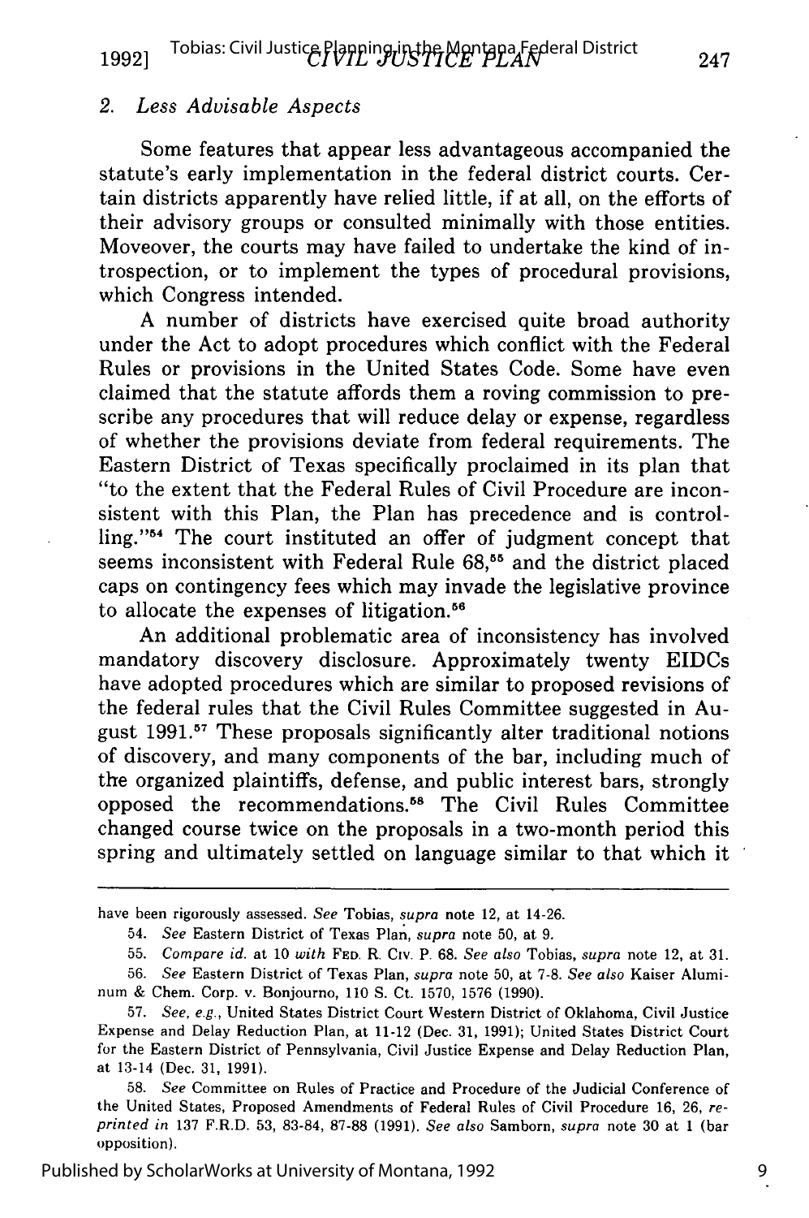### 2. *Less Advisable Aspects*

Some features that appear less advantageous accompanied the statute's early implementation in the federal district courts. Certain districts apparently have relied little, if at all, on the efforts of their advisory groups or consulted minimally with those entities. Moveover, the courts may have failed to undertake the kind of introspection, or to implement the types of procedural provisions, which Congress intended.

A number of districts have exercised quite broad authority under the Act to adopt procedures which conflict with the Federal Rules or provisions in the United States Code. Some have even claimed that the statute affords them a roving commission to prescribe any procedures that will reduce delay or expense, regardless of whether the provisions deviate from federal requirements. The Eastern District of Texas specifically proclaimed in its plan that "to the extent that the Federal Rules of Civil Procedure are inconsistent with this Plan, the Plan has precedence and is controlling."[54] The court instituted an offer of judgment concept that seems inconsistent with Federal Rule 68,[55] and the district placed caps on contingency fees which may invade the legislative province to allocate the expenses of litigation.[56]

An additional problematic area of inconsistency has involved mandatory discovery disclosure. Approximately twenty EIDCs have adopted procedures which are similar to proposed revisions of the federal rules that the Civil Rules Committee suggested in August 1991.[57] These proposals significantly alter traditional notions of discovery, and many components of the bar, including much of the organized plaintiffs, defense, and public interest bars, strongly opposed the recommendations.[58] The Civil Rules Committee changed course twice on the proposals in a two-month period this spring and ultimately settled on language similar to that which it

---

have been rigorously assessed. *See* Tobias, *supra* note 12, at 14-26.

54. *See* Eastern District of Texas Plan, *supra* note 50, at 9.

55. *Compare id.* at 10 *with* FED. R. CIV. P. 68. *See also* Tobias, *supra* note 12, at 31.

56. *See* Eastern District of Texas Plan, *supra* note 50, at 7-8. *See also* Kaiser Aluminum & Chem. Corp. v. Bonjourno, 110 S. Ct. 1570, 1576 (1990).

57. *See, e.g.*, United States District Court Western District of Oklahoma, Civil Justice Expense and Delay Reduction Plan, at 11-12 (Dec. 31, 1991); United States District Court for the Eastern District of Pennsylvania, Civil Justice Expense and Delay Reduction Plan, at 13-14 (Dec. 31, 1991).

58. *See* Committee on Rules of Practice and Procedure of the Judicial Conference of the United States, Proposed Amendments of Federal Rules of Civil Procedure 16, 26, *reprinted in* 137 F.R.D. 53, 83-84, 87-88 (1991). *See also* Samborn, *supra* note 30 at 1 (bar opposition).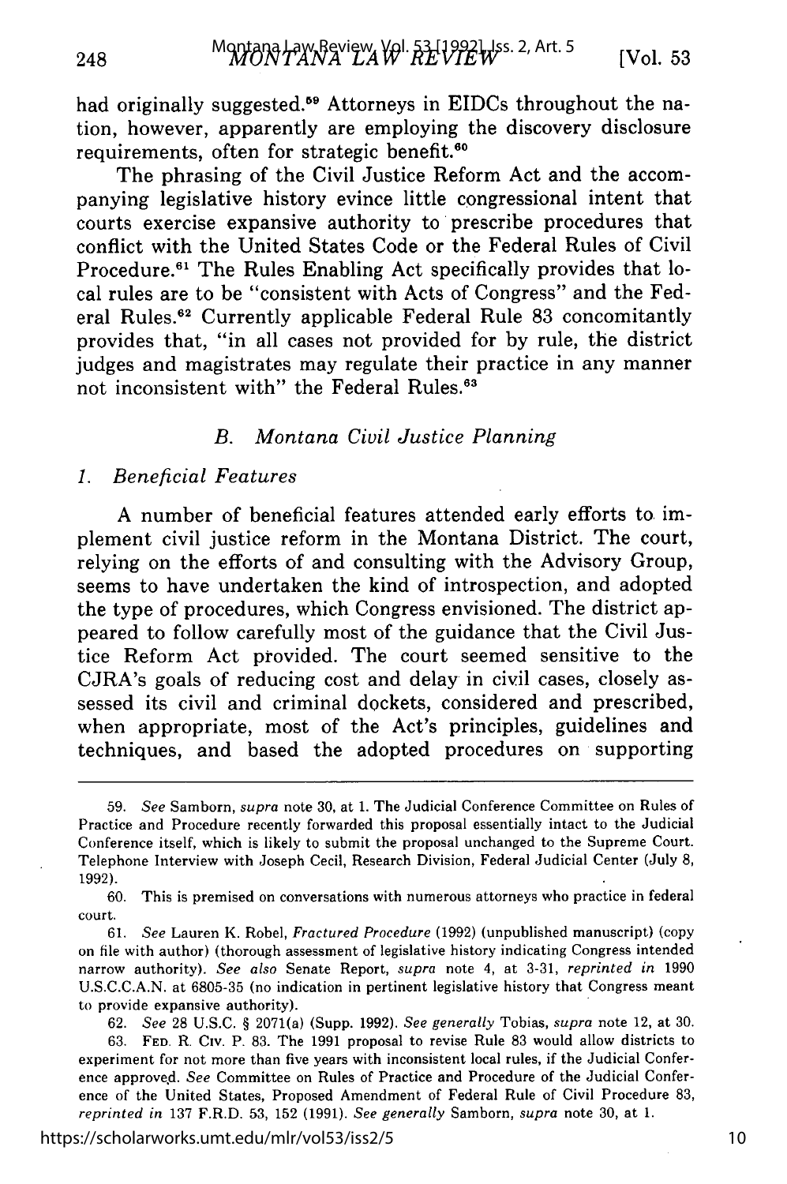had originally suggested.[59] Attorneys in EIDCs throughout the nation, however, apparently are employing the discovery disclosure requirements, often for strategic benefit.[60]

The phrasing of the Civil Justice Reform Act and the accompanying legislative history evince little congressional intent that courts exercise expansive authority to prescribe procedures that conflict with the United States Code or the Federal Rules of Civil Procedure.[61] The Rules Enabling Act specifically provides that local rules are to be "consistent with Acts of Congress" and the Federal Rules.[62] Currently applicable Federal Rule 83 concomitantly provides that, "in all cases not provided for by rule, the district judges and magistrates may regulate their practice in any manner not inconsistent with" the Federal Rules.[63]

### *B. Montana Civil Justice Planning*

#### *1. Beneficial Features*

A number of beneficial features attended early efforts to implement civil justice reform in the Montana District. The court, relying on the efforts of and consulting with the Advisory Group, seems to have undertaken the kind of introspection, and adopted the type of procedures, which Congress envisioned. The district appeared to follow carefully most of the guidance that the Civil Justice Reform Act provided. The court seemed sensitive to the CJRA's goals of reducing cost and delay in civil cases, closely assessed its civil and criminal dockets, considered and prescribed, when appropriate, most of the Act's principles, guidelines and techniques, and based the adopted procedures on supporting

---

59. *See* Samborn, *supra* note 30, at 1. The Judicial Conference Committee on Rules of Practice and Procedure recently forwarded this proposal essentially intact to the Judicial Conference itself, which is likely to submit the proposal unchanged to the Supreme Court. Telephone Interview with Joseph Cecil, Research Division, Federal Judicial Center (July 8, 1992).

60. This is premised on conversations with numerous attorneys who practice in federal court.

61. *See* Lauren K. Robel, *Fractured Procedure* (1992) (unpublished manuscript) (copy on file with author) (thorough assessment of legislative history indicating Congress intended narrow authority). *See also* Senate Report, *supra* note 4, at 3-31, *reprinted in* 1990 U.S.C.C.A.N. at 6805-35 (no indication in pertinent legislative history that Congress meant to provide expansive authority).

62. *See* 28 U.S.C. § 2071(a) (Supp. 1992). *See generally* Tobias, *supra* note 12, at 30.

63. FED. R. CIV. P. 83. The 1991 proposal to revise Rule 83 would allow districts to experiment for not more than five years with inconsistent local rules, if the Judicial Conference approved. *See* Committee on Rules of Practice and Procedure of the Judicial Conference of the United States, Proposed Amendment of Federal Rule of Civil Procedure 83, *reprinted in* 137 F.R.D. 53, 152 (1991). *See generally* Samborn, *supra* note 30, at 1.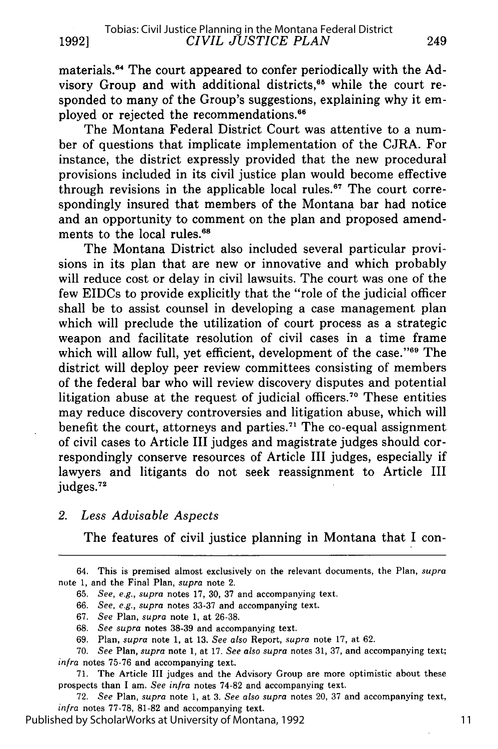materials.[64] The court appeared to confer periodically with the Advisory Group and with additional districts,[65] while the court responded to many of the Group's suggestions, explaining why it employed or rejected the recommendations.[66]

The Montana Federal District Court was attentive to a number of questions that implicate implementation of the CJRA. For instance, the district expressly provided that the new procedural provisions included in its civil justice plan would become effective through revisions in the applicable local rules.[67] The court correspondingly insured that members of the Montana bar had notice and an opportunity to comment on the plan and proposed amendments to the local rules.[68]

The Montana District also included several particular provisions in its plan that are new or innovative and which probably will reduce cost or delay in civil lawsuits. The court was one of the few EIDCs to provide explicitly that the "role of the judicial officer shall be to assist counsel in developing a case management plan which will preclude the utilization of court process as a strategic weapon and facilitate resolution of civil cases in a time frame which will allow full, yet efficient, development of the case."[69] The district will deploy peer review committees consisting of members of the federal bar who will review discovery disputes and potential litigation abuse at the request of judicial officers.[70] These entities may reduce discovery controversies and litigation abuse, which will benefit the court, attorneys and parties.[71] The co-equal assignment of civil cases to Article III judges and magistrate judges should correspondingly conserve resources of Article III judges, especially if lawyers and litigants do not seek reassignment to Article III judges.[72]

### 2. *Less Advisable Aspects*

The features of civil justice planning in Montana that I con-

---

64. This is premised almost exclusively on the relevant documents, the Plan, *supra* note 1, and the Final Plan, *supra* note 2.

65. *See, e.g., supra* notes 17, 30, 37 and accompanying text.

66. *See, e.g., supra* notes 33-37 and accompanying text.

67. *See* Plan, *supra* note 1, at 26-38.

68. *See supra* notes 38-39 and accompanying text.

69. Plan, *supra* note 1, at 13. *See also* Report, *supra* note 17, at 62.

70. *See* Plan, *supra* note 1, at 17. *See also supra* notes 31, 37, and accompanying text; *infra* notes 75-76 and accompanying text.

71. The Article III judges and the Advisory Group are more optimistic about these prospects than I am. *See infra* notes 74-82 and accompanying text.

72. *See* Plan, *supra* note 1, at 3. *See also supra* notes 20, 37 and accompanying text, *infra* notes 77-78, 81-82 and accompanying text.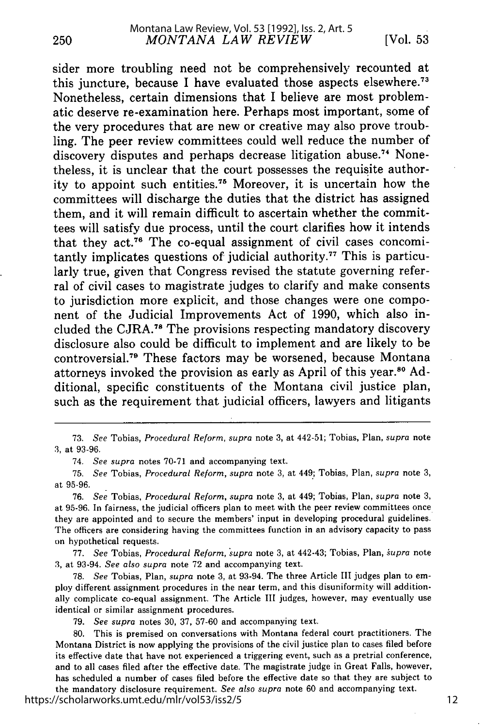sider more troubling need not be comprehensively recounted at this juncture, because I have evaluated those aspects elsewhere.[73] Nonetheless, certain dimensions that I believe are most problematic deserve re-examination here. Perhaps most important, some of the very procedures that are new or creative may also prove troubling. The peer review committees could well reduce the number of discovery disputes and perhaps decrease litigation abuse.[74] Nonetheless, it is unclear that the court possesses the requisite authority to appoint such entities.[75] Moreover, it is uncertain how the committees will discharge the duties that the district has assigned them, and it will remain difficult to ascertain whether the committees will satisfy due process, until the court clarifies how it intends that they act.[76] The co-equal assignment of civil cases concomitantly implicates questions of judicial authority.[77] This is particularly true, given that Congress revised the statute governing referral of civil cases to magistrate judges to clarify and make consents to jurisdiction more explicit, and those changes were one component of the Judicial Improvements Act of 1990, which also included the CJRA.[78] The provisions respecting mandatory discovery disclosure also could be difficult to implement and are likely to be controversial.[79] These factors may be worsened, because Montana attorneys invoked the provision as early as April of this year.[80] Additional, specific constituents of the Montana civil justice plan, such as the requirement that judicial officers, lawyers and litigants

---

73. *See* Tobias, *Procedural Reform*, *supra* note 3, at 442-51; Tobias, Plan, *supra* note 3, at 93-96.

74. *See supra* notes 70-71 and accompanying text.

75. *See* Tobias, *Procedural Reform*, *supra* note 3, at 449; Tobias, Plan, *supra* note 3, at 95-96.

76. *See* Tobias, *Procedural Reform*, *supra* note 3, at 449; Tobias, Plan, *supra* note 3, at 95-96. In fairness, the judicial officers plan to meet with the peer review committees once they are appointed and to secure the members' input in developing procedural guidelines. The officers are considering having the committees function in an advisory capacity to pass on hypothetical requests.

77. *See* Tobias, *Procedural Reform*, *supra* note 3, at 442-43; Tobias, Plan, *supra* note 3, at 93-94. *See also supra* note 72 and accompanying text.

78. *See* Tobias, Plan, *supra* note 3, at 93-94. The three Article III judges plan to employ different assignment procedures in the near term, and this disuniformity will additionally complicate co-equal assignment. The Article III judges, however, may eventually use identical or similar assignment procedures.

79. *See supra* notes 30, 37, 57-60 and accompanying text.

80. This is premised on conversations with Montana federal court practitioners. The Montana District is now applying the provisions of the civil justice plan to cases filed before its effective date that have not experienced a triggering event, such as a pretrial conference, and to all cases filed after the effective date. The magistrate judge in Great Falls, however, has scheduled a number of cases filed before the effective date so that they are subject to the mandatory disclosure requirement. *See also supra* note 60 and accompanying text.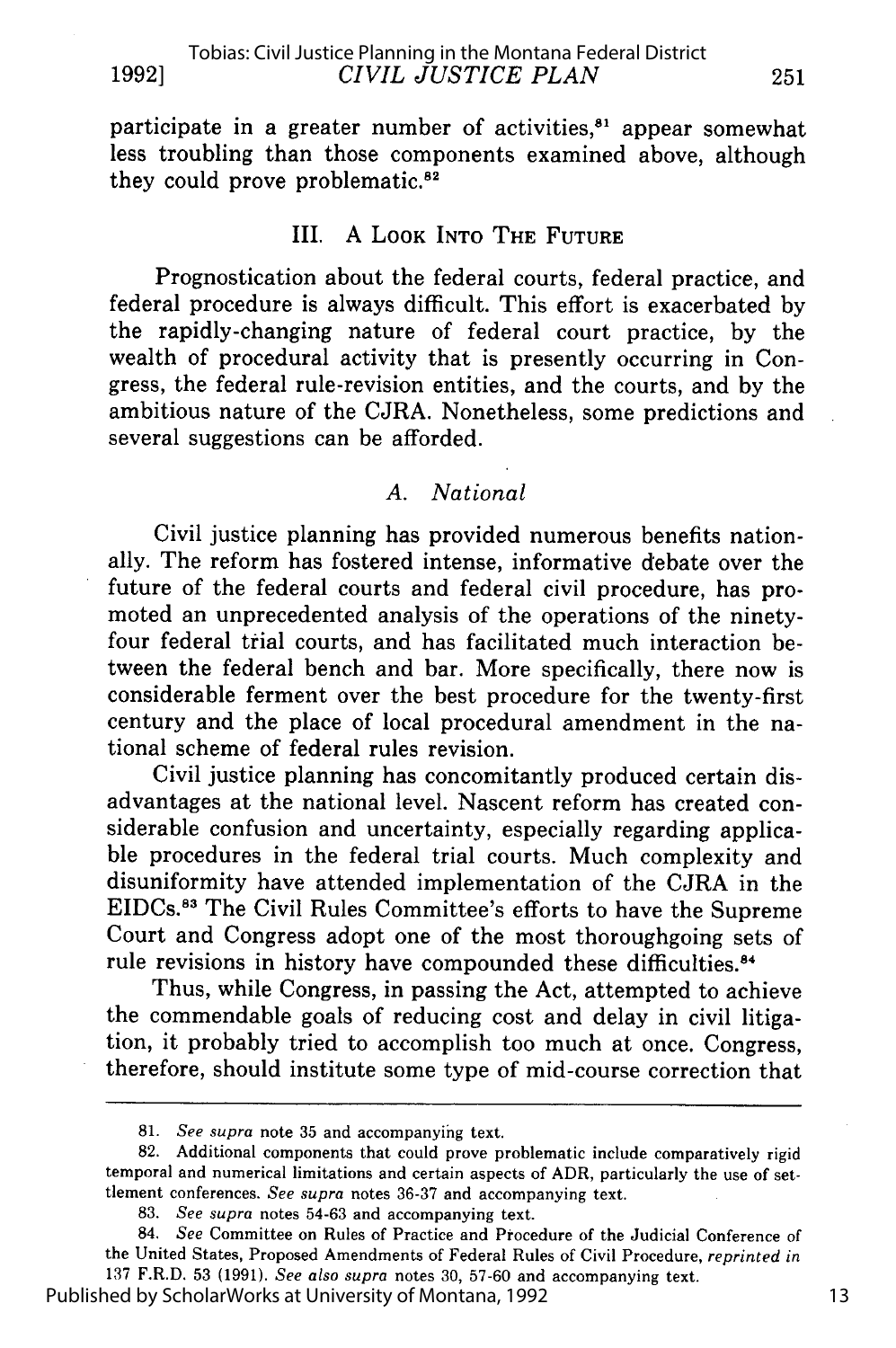participate in a greater number of activities,[81] appear somewhat less troubling than those components examined above, although they could prove problematic.[82]

## III. A Look Into The Future

Prognostication about the federal courts, federal practice, and federal procedure is always difficult. This effort is exacerbated by the rapidly-changing nature of federal court practice, by the wealth of procedural activity that is presently occurring in Congress, the federal rule-revision entities, and the courts, and by the ambitious nature of the CJRA. Nonetheless, some predictions and several suggestions can be afforded.

### A. *National*

Civil justice planning has provided numerous benefits nationally. The reform has fostered intense, informative debate over the future of the federal courts and federal civil procedure, has promoted an unprecedented analysis of the operations of the ninety-four federal trial courts, and has facilitated much interaction between the federal bench and bar. More specifically, there now is considerable ferment over the best procedure for the twenty-first century and the place of local procedural amendment in the national scheme of federal rules revision.

Civil justice planning has concomitantly produced certain disadvantages at the national level. Nascent reform has created considerable confusion and uncertainty, especially regarding applicable procedures in the federal trial courts. Much complexity and disuniformity have attended implementation of the CJRA in the EIDCs.[83] The Civil Rules Committee's efforts to have the Supreme Court and Congress adopt one of the most thoroughgoing sets of rule revisions in history have compounded these difficulties.[84]

Thus, while Congress, in passing the Act, attempted to achieve the commendable goals of reducing cost and delay in civil litigation, it probably tried to accomplish too much at once. Congress, therefore, should institute some type of mid-course correction that

---

81. *See supra* note 35 and accompanying text.

82. Additional components that could prove problematic include comparatively rigid temporal and numerical limitations and certain aspects of ADR, particularly the use of settlement conferences. *See supra* notes 36-37 and accompanying text.

83. *See supra* notes 54-63 and accompanying text.

84. *See* Committee on Rules of Practice and Procedure of the Judicial Conference of the United States, Proposed Amendments of Federal Rules of Civil Procedure, *reprinted in* 137 F.R.D. 53 (1991). *See also supra* notes 30, 57-60 and accompanying text.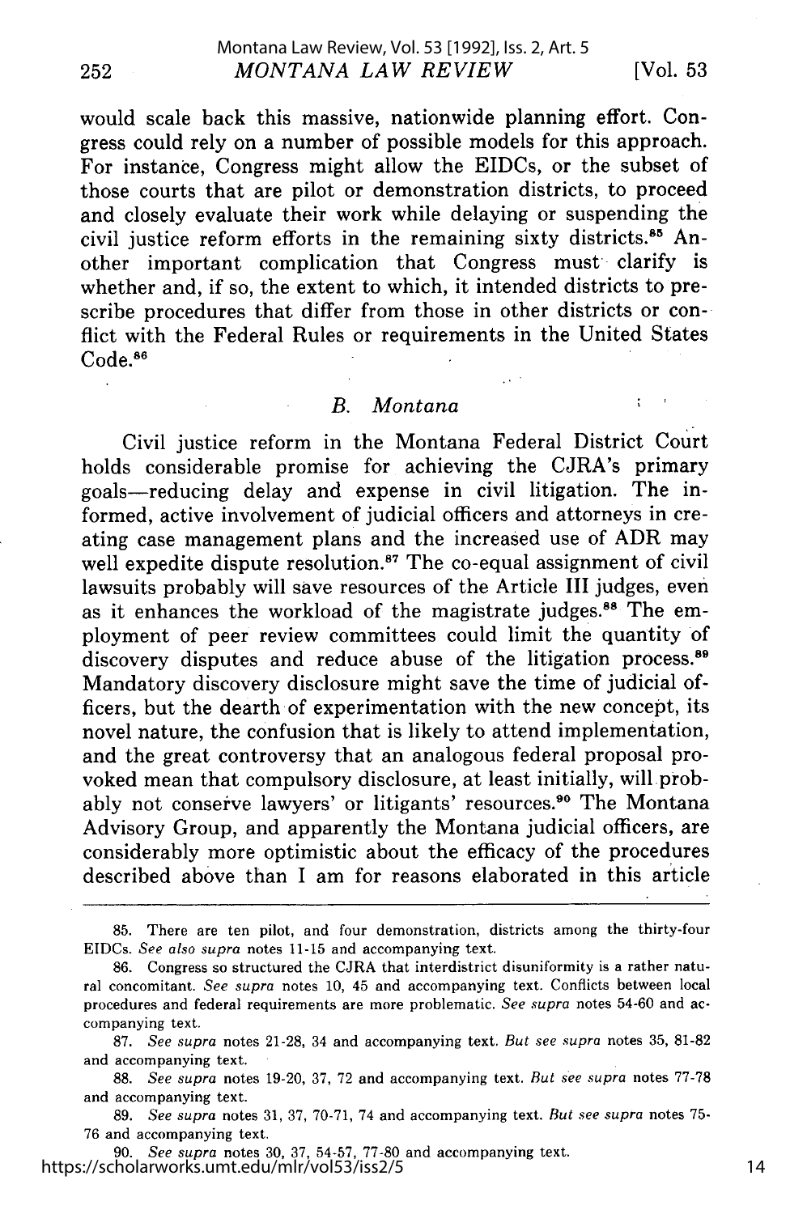would scale back this massive, nationwide planning effort. Congress could rely on a number of possible models for this approach. For instance, Congress might allow the EIDCs, or the subset of those courts that are pilot or demonstration districts, to proceed and closely evaluate their work while delaying or suspending the civil justice reform efforts in the remaining sixty districts.[85] Another important complication that Congress must clarify is whether and, if so, the extent to which, it intended districts to prescribe procedures that differ from those in other districts or conflict with the Federal Rules or requirements in the United States Code.[86]

### *B. Montana*

Civil justice reform in the Montana Federal District Court holds considerable promise for achieving the CJRA's primary goals—reducing delay and expense in civil litigation. The informed, active involvement of judicial officers and attorneys in creating case management plans and the increased use of ADR may well expedite dispute resolution.[87] The co-equal assignment of civil lawsuits probably will save resources of the Article III judges, even as it enhances the workload of the magistrate judges.[88] The employment of peer review committees could limit the quantity of discovery disputes and reduce abuse of the litigation process.[89] Mandatory discovery disclosure might save the time of judicial officers, but the dearth of experimentation with the new concept, its novel nature, the confusion that is likely to attend implementation, and the great controversy that an analogous federal proposal provoked mean that compulsory disclosure, at least initially, will probably not conserve lawyers' or litigants' resources.[90] The Montana Advisory Group, and apparently the Montana judicial officers, are considerably more optimistic about the efficacy of the procedures described above than I am for reasons elaborated in this article

---

85. There are ten pilot, and four demonstration, districts among the thirty-four EIDCs. *See also supra* notes 11-15 and accompanying text.

86. Congress so structured the CJRA that interdistrict disuniformity is a rather natural concomitant. *See supra* notes 10, 45 and accompanying text. Conflicts between local procedures and federal requirements are more problematic. *See supra* notes 54-60 and accompanying text.

87. *See supra* notes 21-28, 34 and accompanying text. *But see supra* notes 35, 81-82 and accompanying text.

88. *See supra* notes 19-20, 37, 72 and accompanying text. *But see supra* notes 77-78 and accompanying text.

89. *See supra* notes 31, 37, 70-71, 74 and accompanying text. *But see supra* notes 75-76 and accompanying text.

90. *See supra* notes 30, 37, 54-57, 77-80 and accompanying text.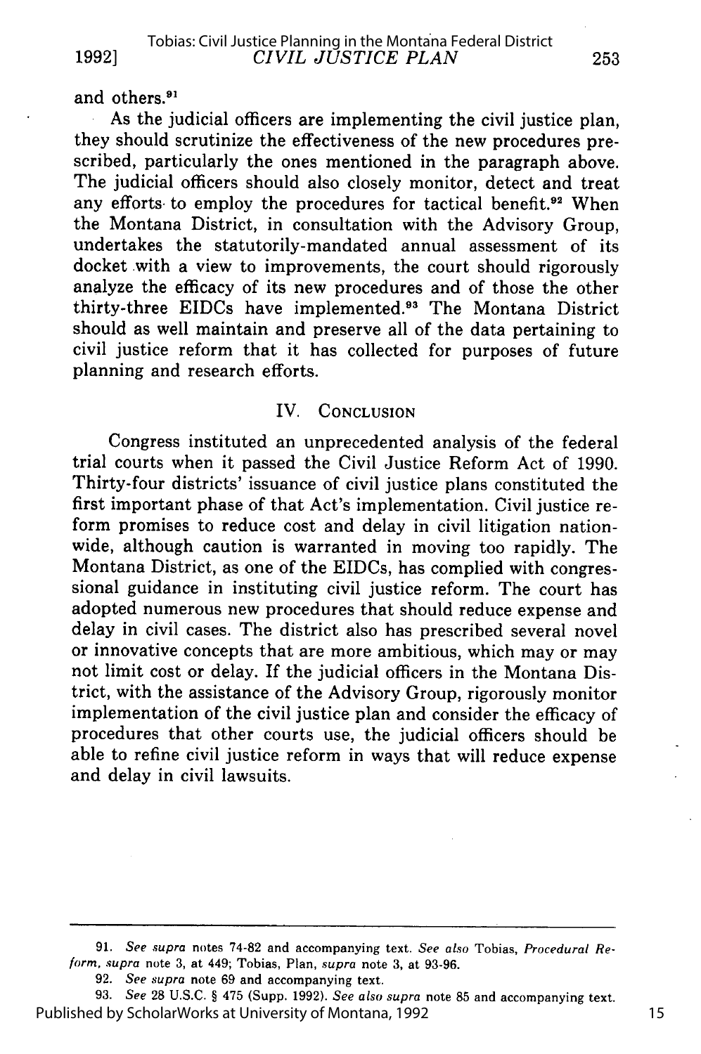and others.[91]

As the judicial officers are implementing the civil justice plan, they should scrutinize the effectiveness of the new procedures prescribed, particularly the ones mentioned in the paragraph above. The judicial officers should also closely monitor, detect and treat any efforts to employ the procedures for tactical benefit.[92] When the Montana District, in consultation with the Advisory Group, undertakes the statutorily-mandated annual assessment of its docket with a view to improvements, the court should rigorously analyze the efficacy of its new procedures and of those the other thirty-three EIDCs have implemented.[93] The Montana District should as well maintain and preserve all of the data pertaining to civil justice reform that it has collected for purposes of future planning and research efforts.

## IV. Conclusion

Congress instituted an unprecedented analysis of the federal trial courts when it passed the Civil Justice Reform Act of 1990. Thirty-four districts' issuance of civil justice plans constituted the first important phase of that Act's implementation. Civil justice reform promises to reduce cost and delay in civil litigation nationwide, although caution is warranted in moving too rapidly. The Montana District, as one of the EIDCs, has complied with congressional guidance in instituting civil justice reform. The court has adopted numerous new procedures that should reduce expense and delay in civil cases. The district also has prescribed several novel or innovative concepts that are more ambitious, which may or may not limit cost or delay. If the judicial officers in the Montana District, with the assistance of the Advisory Group, rigorously monitor implementation of the civil justice plan and consider the efficacy of procedures that other courts use, the judicial officers should be able to refine civil justice reform in ways that will reduce expense and delay in civil lawsuits.

---

91. *See supra* notes 74-82 and accompanying text. *See also* Tobias, *Procedural Reform*, *supra* note 3, at 449; Tobias, Plan, *supra* note 3, at 93-96.

92. *See supra* note 69 and accompanying text.

93. *See* 28 U.S.C. § 475 (Supp. 1992). *See also supra* note 85 and accompanying text.